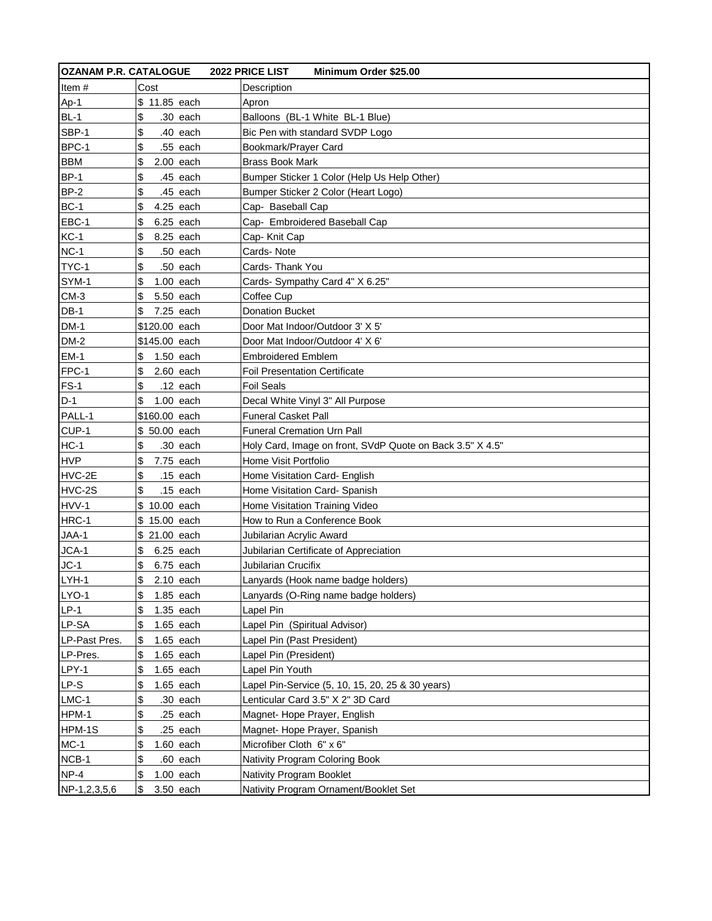| OZANAM P.R. CATALOGUE | 2022 PRICE LIST | Minimum Order $25.00 |
|---|---|---|
| Item # | Cost | Description |
| Ap-1 | $ 11.85 each | Apron |
| BL-1 | $ .30 each | Balloons (BL-1 White BL-1 Blue) |
| SBP-1 | $ .40 each | Bic Pen with standard SVDP Logo |
| BPC-1 | $ .55 each | Bookmark/Prayer Card |
| BBM | $ 2.00 each | Brass Book Mark |
| BP-1 | $ .45 each | Bumper Sticker 1 Color (Help Us Help Other) |
| BP-2 | $ .45 each | Bumper Sticker 2 Color (Heart Logo) |
| BC-1 | $ 4.25 each | Cap- Baseball Cap |
| EBC-1 | $ 6.25 each | Cap- Embroidered Baseball Cap |
| KC-1 | $ 8.25 each | Cap- Knit Cap |
| NC-1 | $ .50 each | Cards- Note |
| TYC-1 | $ .50 each | Cards- Thank You |
| SYM-1 | $ 1.00 each | Cards- Sympathy Card 4" X 6.25" |
| CM-3 | $ 5.50 each | Coffee Cup |
| DB-1 | $ 7.25 each | Donation Bucket |
| DM-1 | $120.00 each | Door Mat Indoor/Outdoor 3' X 5' |
| DM-2 | $145.00 each | Door Mat Indoor/Outdoor 4' X 6' |
| EM-1 | $ 1.50 each | Embroidered Emblem |
| FPC-1 | $ 2.60 each | Foil Presentation Certificate |
| FS-1 | $ .12 each | Foil Seals |
| D-1 | $ 1.00 each | Decal White Vinyl 3" All Purpose |
| PALL-1 | $160.00 each | Funeral Casket Pall |
| CUP-1 | $ 50.00 each | Funeral Cremation Urn Pall |
| HC-1 | $ .30 each | Holy Card, Image on front, SVdP Quote on Back 3.5" X 4.5" |
| HVP | $ 7.75 each | Home Visit Portfolio |
| HVC-2E | $ .15 each | Home Visitation Card- English |
| HVC-2S | $ .15 each | Home Visitation Card- Spanish |
| HVV-1 | $ 10.00 each | Home Visitation Training Video |
| HRC-1 | $ 15.00 each | How to Run a Conference Book |
| JAA-1 | $ 21.00 each | Jubilarian Acrylic Award |
| JCA-1 | $ 6.25 each | Jubilarian Certificate of Appreciation |
| JC-1 | $ 6.75 each | Jubilarian Crucifix |
| LYH-1 | $ 2.10 each | Lanyards (Hook name badge holders) |
| LYO-1 | $ 1.85 each | Lanyards (O-Ring name badge holders) |
| LP-1 | $ 1.35 each | Lapel Pin |
| LP-SA | $ 1.65 each | Lapel Pin (Spiritual Advisor) |
| LP-Past Pres. | $ 1.65 each | Lapel Pin (Past President) |
| LP-Pres. | $ 1.65 each | Lapel Pin (President) |
| LPY-1 | $ 1.65 each | Lapel Pin Youth |
| LP-S | $ 1.65 each | Lapel Pin-Service (5, 10, 15, 20, 25 & 30 years) |
| LMC-1 | $ .30 each | Lenticular Card 3.5" X 2" 3D Card |
| HPM-1 | $ .25 each | Magnet- Hope Prayer, English |
| HPM-1S | $ .25 each | Magnet- Hope Prayer, Spanish |
| MC-1 | $ 1.60 each | Microfiber Cloth 6" x 6" |
| NCB-1 | $ .60 each | Nativity Program Coloring Book |
| NP-4 | $ 1.00 each | Nativity Program Booklet |
| NP-1,2,3,5,6 | $ 3.50 each | Nativity Program Ornament/Booklet Set |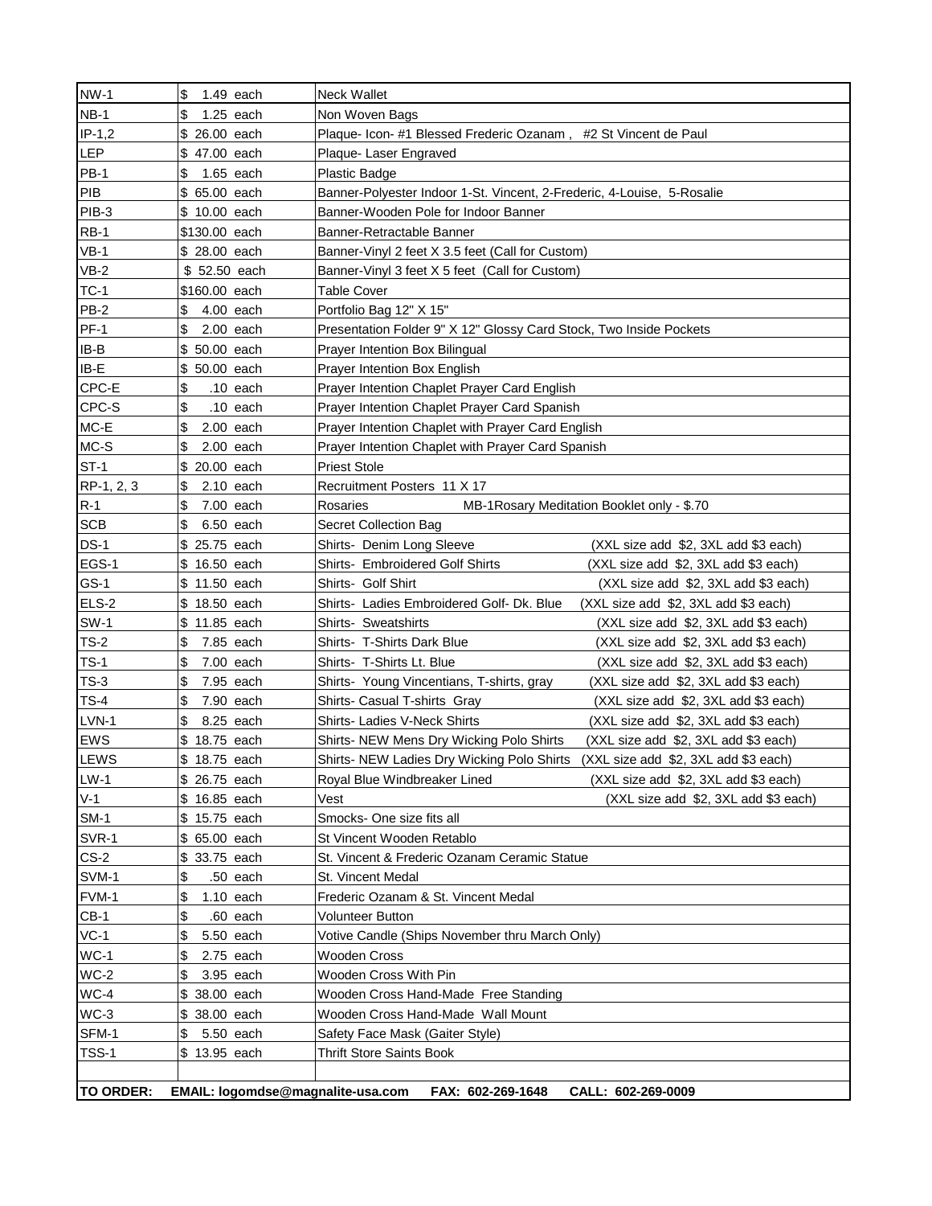| | | |
|---|---|---|
| NW-1 | $ 1.49 each | Neck Wallet |
| NB-1 | $ 1.25 each | Non Woven Bags |
| IP-1,2 | $ 26.00 each | Plaque- Icon- #1 Blessed Frederic Ozanam , #2 St Vincent de Paul |
| LEP | $ 47.00 each | Plaque- Laser Engraved |
| PB-1 | $ 1.65 each | Plastic Badge |
| PIB | $ 65.00 each | Banner-Polyester Indoor 1-St. Vincent, 2-Frederic, 4-Louise, 5-Rosalie |
| PIB-3 | $ 10.00 each | Banner-Wooden Pole for Indoor Banner |
| RB-1 | $130.00 each | Banner-Retractable Banner |
| VB-1 | $ 28.00 each | Banner-Vinyl 2 feet X 3.5 feet (Call for Custom) |
| VB-2 | $ 52.50 each | Banner-Vinyl 3 feet X 5 feet (Call for Custom) |
| TC-1 | $160.00 each | Table Cover |
| PB-2 | $ 4.00 each | Portfolio Bag 12" X 15" |
| PF-1 | $ 2.00 each | Presentation Folder 9" X 12" Glossy Card Stock, Two Inside Pockets |
| IB-B | $ 50.00 each | Prayer Intention Box Bilingual |
| IB-E | $ 50.00 each | Prayer Intention Box English |
| CPC-E | $ .10 each | Prayer Intention Chaplet Prayer Card English |
| CPC-S | $ .10 each | Prayer Intention Chaplet Prayer Card Spanish |
| MC-E | $ 2.00 each | Prayer Intention Chaplet with Prayer Card English |
| MC-S | $ 2.00 each | Prayer Intention Chaplet with Prayer Card Spanish |
| ST-1 | $ 20.00 each | Priest Stole |
| RP-1, 2, 3 | $ 2.10 each | Recruitment Posters 11 X 17 |
| R-1 | $ 7.00 each | Rosaries MB-1Rosary Meditation Booklet only - $.70 |
| SCB | $ 6.50 each | Secret Collection Bag |
| DS-1 | $ 25.75 each | Shirts- Denim Long Sleeve (XXL size add $2, 3XL add $3 each) |
| EGS-1 | $ 16.50 each | Shirts- Embroidered Golf Shirts (XXL size add $2, 3XL add $3 each) |
| GS-1 | $ 11.50 each | Shirts- Golf Shirt (XXL size add $2, 3XL add $3 each) |
| ELS-2 | $ 18.50 each | Shirts- Ladies Embroidered Golf- Dk. Blue (XXL size add $2, 3XL add $3 each) |
| SW-1 | $ 11.85 each | Shirts- Sweatshirts (XXL size add $2, 3XL add $3 each) |
| TS-2 | $ 7.85 each | Shirts- T-Shirts Dark Blue (XXL size add $2, 3XL add $3 each) |
| TS-1 | $ 7.00 each | Shirts- T-Shirts Lt. Blue (XXL size add $2, 3XL add $3 each) |
| TS-3 | $ 7.95 each | Shirts- Young Vincentians, T-shirts, gray (XXL size add $2, 3XL add $3 each) |
| TS-4 | $ 7.90 each | Shirts- Casual T-shirts Gray (XXL size add $2, 3XL add $3 each) |
| LVN-1 | $ 8.25 each | Shirts- Ladies V-Neck Shirts (XXL size add $2, 3XL add $3 each) |
| EWS | $ 18.75 each | Shirts- NEW Mens Dry Wicking Polo Shirts (XXL size add $2, 3XL add $3 each) |
| LEWS | $ 18.75 each | Shirts- NEW Ladies Dry Wicking Polo Shirts (XXL size add $2, 3XL add $3 each) |
| LW-1 | $ 26.75 each | Royal Blue Windbreaker Lined (XXL size add $2, 3XL add $3 each) |
| V-1 | $ 16.85 each | Vest (XXL size add $2, 3XL add $3 each) |
| SM-1 | $ 15.75 each | Smocks- One size fits all |
| SVR-1 | $ 65.00 each | St Vincent Wooden Retablo |
| CS-2 | $ 33.75 each | St. Vincent & Frederic Ozanam Ceramic Statue |
| SVM-1 | $ .50 each | St. Vincent Medal |
| FVM-1 | $ 1.10 each | Frederic Ozanam & St. Vincent Medal |
| CB-1 | $ .60 each | Volunteer Button |
| VC-1 | $ 5.50 each | Votive Candle (Ships November thru March Only) |
| WC-1 | $ 2.75 each | Wooden Cross |
| WC-2 | $ 3.95 each | Wooden Cross With Pin |
| WC-4 | $ 38.00 each | Wooden Cross Hand-Made Free Standing |
| WC-3 | $ 38.00 each | Wooden Cross Hand-Made Wall Mount |
| SFM-1 | $ 5.50 each | Safety Face Mask (Gaiter Style) |
| TSS-1 | $ 13.95 each | Thrift Store Saints Book |
| | | |

**TO ORDER:** **EMAIL: logomdse@magnalite-usa.com** **FAX: 602-269-1648** **CALL: 602-269-0009**